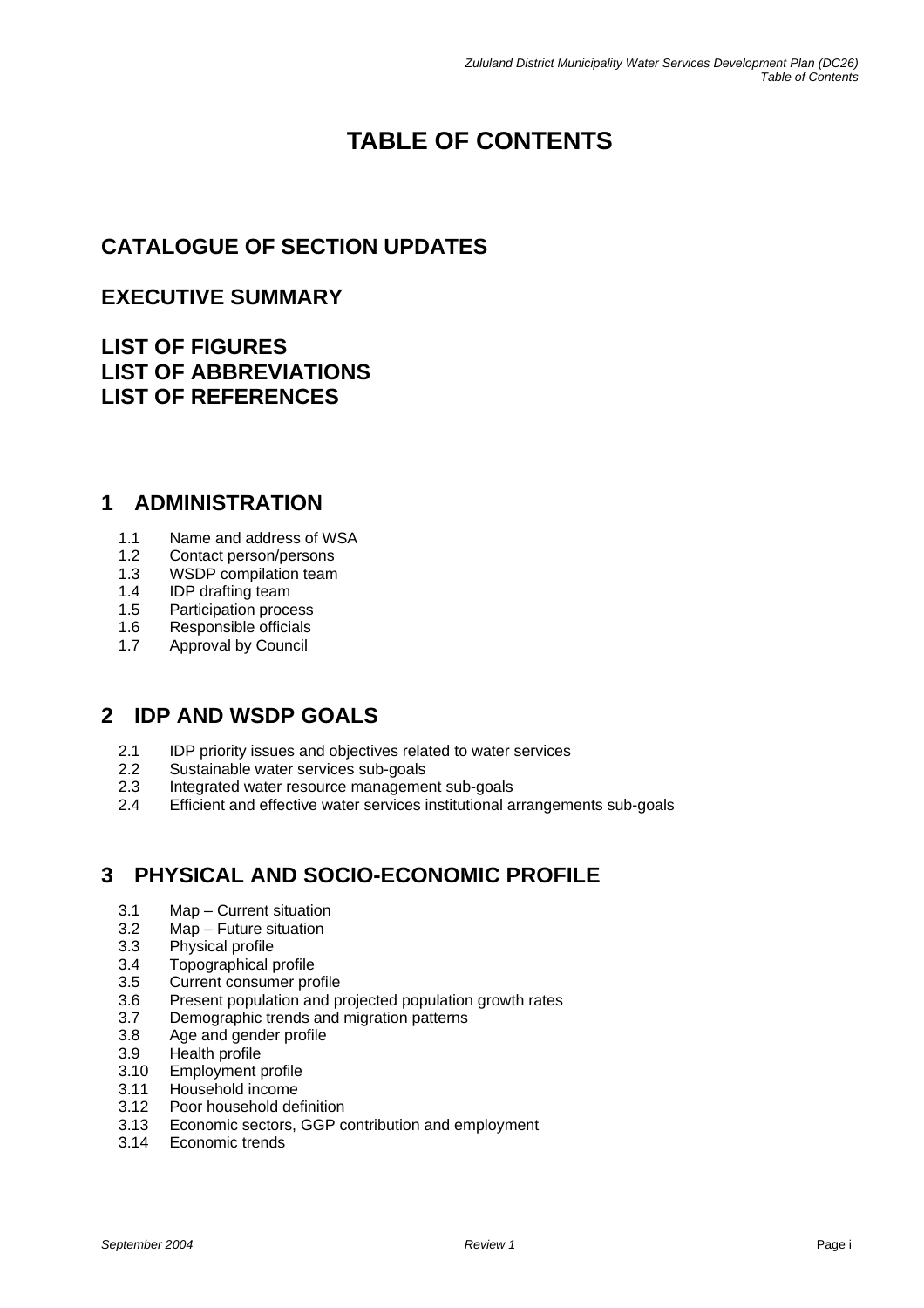# TABLE OF CONTENTS

## CATALOGUE OF SECTION UPDATES

## EXECUTIVE SUMMARY

## LIST OF FIGURES
## LIST OF ABBREVIATIONS
## LIST OF REFERENCES

## 1 ADMINISTRATION

- 1.1 Name and address of WSA
- 1.2 Contact person/persons
- 1.3 WSDP compilation team
- 1.4 IDP drafting team
- 1.5 Participation process
- 1.6 Responsible officials
- 1.7 Approval by Council

## 2 IDP AND WSDP GOALS

- 2.1 IDP priority issues and objectives related to water services
- 2.2 Sustainable water services sub-goals
- 2.3 Integrated water resource management sub-goals
- 2.4 Efficient and effective water services institutional arrangements sub-goals

## 3 PHYSICAL AND SOCIO-ECONOMIC PROFILE

- 3.1 Map – Current situation
- 3.2 Map – Future situation
- 3.3 Physical profile
- 3.4 Topographical profile
- 3.5 Current consumer profile
- 3.6 Present population and projected population growth rates
- 3.7 Demographic trends and migration patterns
- 3.8 Age and gender profile
- 3.9 Health profile
- 3.10 Employment profile
- 3.11 Household income
- 3.12 Poor household definition
- 3.13 Economic sectors, GGP contribution and employment
- 3.14 Economic trends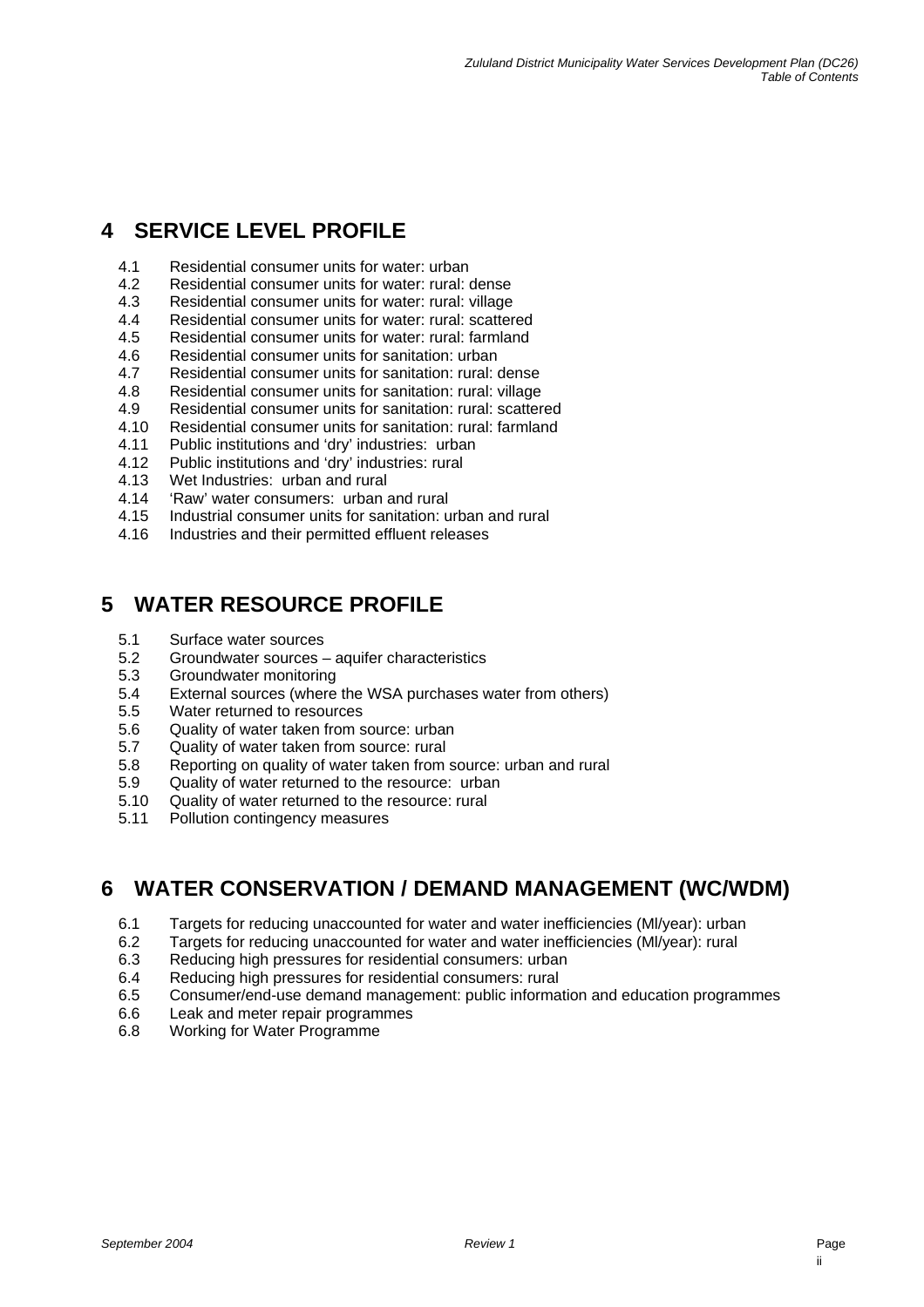# 4 SERVICE LEVEL PROFILE

4.1 Residential consumer units for water: urban
4.2 Residential consumer units for water: rural: dense
4.3 Residential consumer units for water: rural: village
4.4 Residential consumer units for water: rural: scattered
4.5 Residential consumer units for water: rural: farmland
4.6 Residential consumer units for sanitation: urban
4.7 Residential consumer units for sanitation: rural: dense
4.8 Residential consumer units for sanitation: rural: village
4.9 Residential consumer units for sanitation: rural: scattered
4.10 Residential consumer units for sanitation: rural: farmland
4.11 Public institutions and 'dry' industries: urban
4.12 Public institutions and 'dry' industries: rural
4.13 Wet Industries: urban and rural
4.14 'Raw' water consumers: urban and rural
4.15 Industrial consumer units for sanitation: urban and rural
4.16 Industries and their permitted effluent releases

# 5 WATER RESOURCE PROFILE

5.1 Surface water sources
5.2 Groundwater sources – aquifer characteristics
5.3 Groundwater monitoring
5.4 External sources (where the WSA purchases water from others)
5.5 Water returned to resources
5.6 Quality of water taken from source: urban
5.7 Quality of water taken from source: rural
5.8 Reporting on quality of water taken from source: urban and rural
5.9 Quality of water returned to the resource: urban
5.10 Quality of water returned to the resource: rural
5.11 Pollution contingency measures

# 6 WATER CONSERVATION / DEMAND MANAGEMENT (WC/WDM)

6.1 Targets for reducing unaccounted for water and water inefficiencies (Ml/year): urban
6.2 Targets for reducing unaccounted for water and water inefficiencies (Ml/year): rural
6.3 Reducing high pressures for residential consumers: urban
6.4 Reducing high pressures for residential consumers: rural
6.5 Consumer/end-use demand management: public information and education programmes
6.6 Leak and meter repair programmes
6.8 Working for Water Programme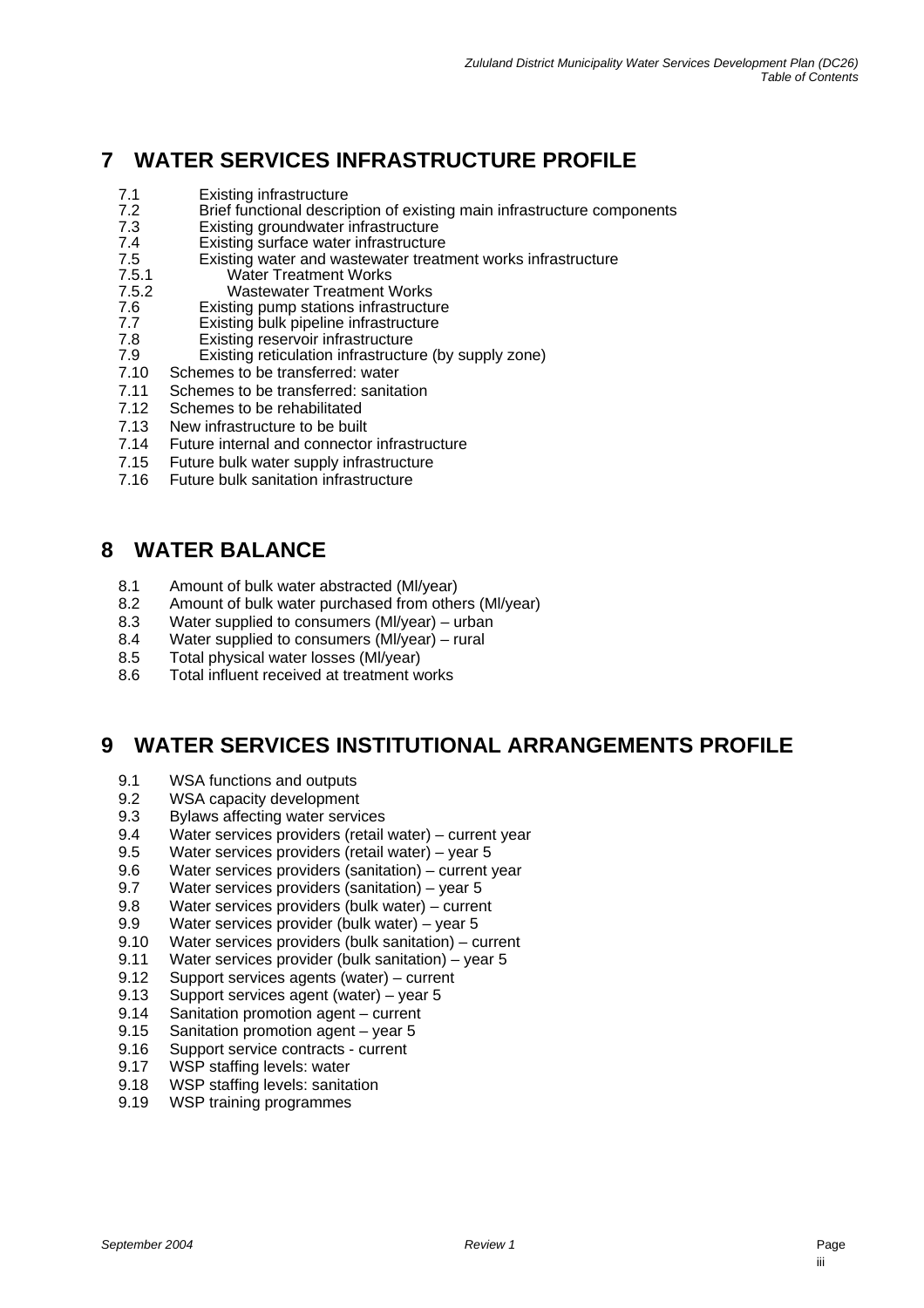# 7 WATER SERVICES INFRASTRUCTURE PROFILE

7.1 Existing infrastructure
7.2 Brief functional description of existing main infrastructure components
7.3 Existing groundwater infrastructure
7.4 Existing surface water infrastructure
7.5 Existing water and wastewater treatment works infrastructure
7.5.1 Water Treatment Works
7.5.2 Wastewater Treatment Works
7.6 Existing pump stations infrastructure
7.7 Existing bulk pipeline infrastructure
7.8 Existing reservoir infrastructure
7.9 Existing reticulation infrastructure (by supply zone)
7.10 Schemes to be transferred: water
7.11 Schemes to be transferred: sanitation
7.12 Schemes to be rehabilitated
7.13 New infrastructure to be built
7.14 Future internal and connector infrastructure
7.15 Future bulk water supply infrastructure
7.16 Future bulk sanitation infrastructure

# 8 WATER BALANCE

8.1 Amount of bulk water abstracted (Ml/year)
8.2 Amount of bulk water purchased from others (Ml/year)
8.3 Water supplied to consumers (Ml/year) – urban
8.4 Water supplied to consumers (Ml/year) – rural
8.5 Total physical water losses (Ml/year)
8.6 Total influent received at treatment works

# 9 WATER SERVICES INSTITUTIONAL ARRANGEMENTS PROFILE

9.1 WSA functions and outputs
9.2 WSA capacity development
9.3 Bylaws affecting water services
9.4 Water services providers (retail water) – current year
9.5 Water services providers (retail water) – year 5
9.6 Water services providers (sanitation) – current year
9.7 Water services providers (sanitation) – year 5
9.8 Water services providers (bulk water) – current
9.9 Water services provider (bulk water) – year 5
9.10 Water services providers (bulk sanitation) – current
9.11 Water services provider (bulk sanitation) – year 5
9.12 Support services agents (water) – current
9.13 Support services agent (water) – year 5
9.14 Sanitation promotion agent – current
9.15 Sanitation promotion agent – year 5
9.16 Support service contracts - current
9.17 WSP staffing levels: water
9.18 WSP staffing levels: sanitation
9.19 WSP training programmes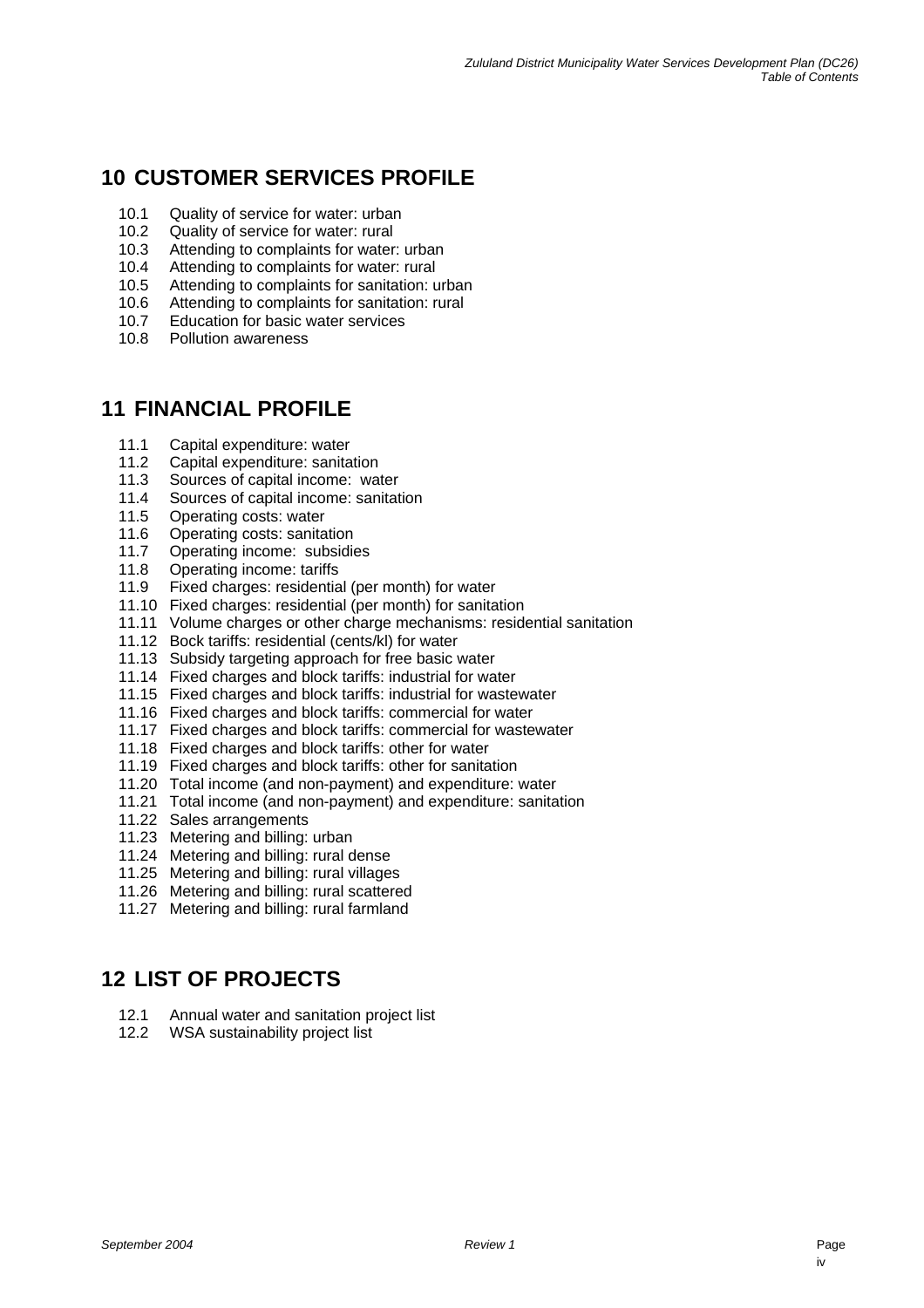## 10 CUSTOMER SERVICES PROFILE

10.1 Quality of service for water: urban
10.2 Quality of service for water: rural
10.3 Attending to complaints for water: urban
10.4 Attending to complaints for water: rural
10.5 Attending to complaints for sanitation: urban
10.6 Attending to complaints for sanitation: rural
10.7 Education for basic water services
10.8 Pollution awareness

## 11 FINANCIAL PROFILE

11.1 Capital expenditure: water
11.2 Capital expenditure: sanitation
11.3 Sources of capital income: water
11.4 Sources of capital income: sanitation
11.5 Operating costs: water
11.6 Operating costs: sanitation
11.7 Operating income: subsidies
11.8 Operating income: tariffs
11.9 Fixed charges: residential (per month) for water
11.10 Fixed charges: residential (per month) for sanitation
11.11 Volume charges or other charge mechanisms: residential sanitation
11.12 Bock tariffs: residential (cents/kl) for water
11.13 Subsidy targeting approach for free basic water
11.14 Fixed charges and block tariffs: industrial for water
11.15 Fixed charges and block tariffs: industrial for wastewater
11.16 Fixed charges and block tariffs: commercial for water
11.17 Fixed charges and block tariffs: commercial for wastewater
11.18 Fixed charges and block tariffs: other for water
11.19 Fixed charges and block tariffs: other for sanitation
11.20 Total income (and non-payment) and expenditure: water
11.21 Total income (and non-payment) and expenditure: sanitation
11.22 Sales arrangements
11.23 Metering and billing: urban
11.24 Metering and billing: rural dense
11.25 Metering and billing: rural villages
11.26 Metering and billing: rural scattered
11.27 Metering and billing: rural farmland

## 12 LIST OF PROJECTS

12.1 Annual water and sanitation project list
12.2 WSA sustainability project list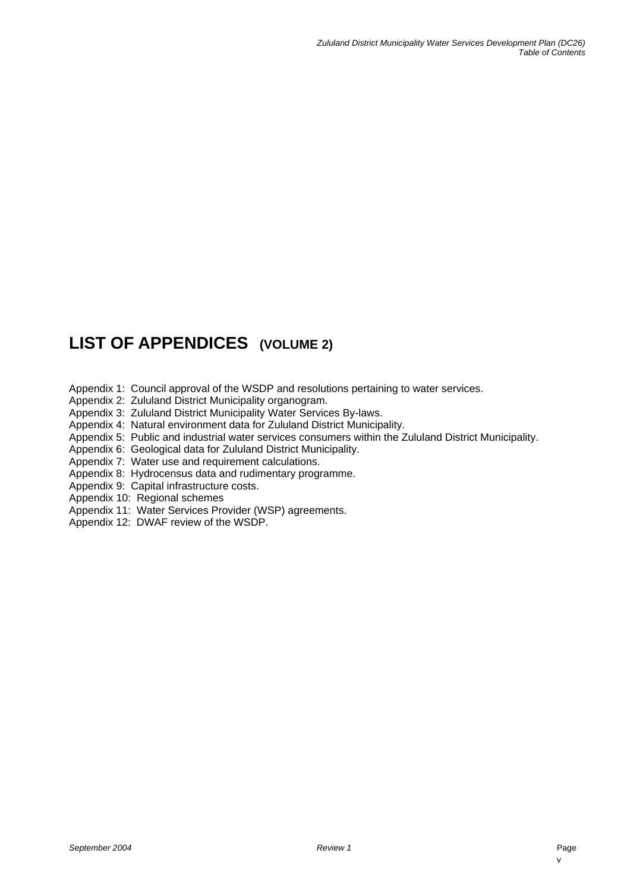# LIST OF APPENDICES (VOLUME 2)

Appendix 1: Council approval of the WSDP and resolutions pertaining to water services.
Appendix 2: Zululand District Municipality organogram.
Appendix 3: Zululand District Municipality Water Services By-laws.
Appendix 4: Natural environment data for Zululand District Municipality.
Appendix 5: Public and industrial water services consumers within the Zululand District Municipality.
Appendix 6: Geological data for Zululand District Municipality.
Appendix 7: Water use and requirement calculations.
Appendix 8: Hydrocensus data and rudimentary programme.
Appendix 9: Capital infrastructure costs.
Appendix 10: Regional schemes
Appendix 11: Water Services Provider (WSP) agreements.
Appendix 12: DWAF review of the WSDP.